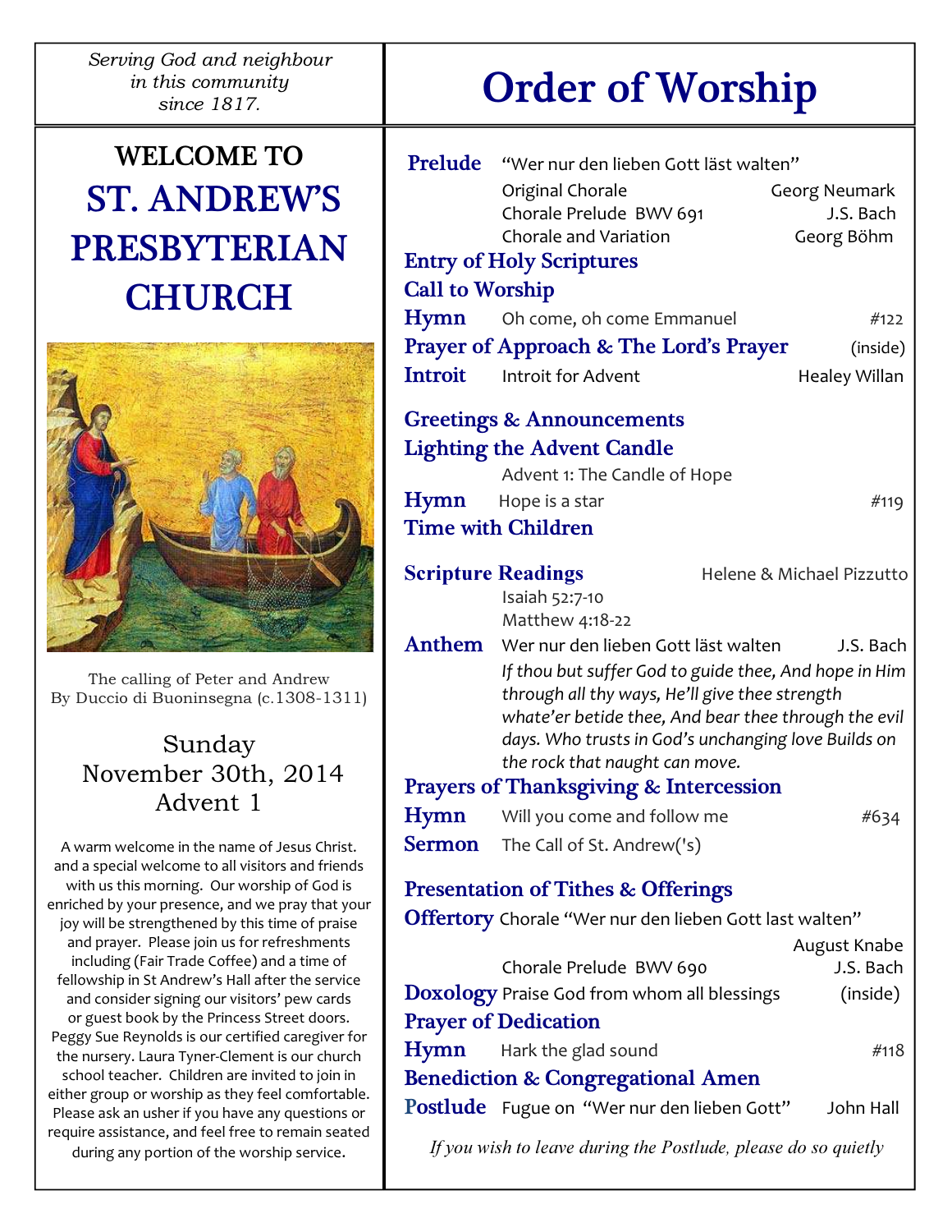*Serving God and neighbour in this community since 1817.*

# WELCOME TO ST. ANDREW'S PRESBYTERIAN CHURCH

The calling of Peter and Andrew
By Duccio di Buoninsegna (c.1308-1311)

Sunday
November 30th, 2014
Advent 1

A warm welcome in the name of Jesus Christ. and a special welcome to all visitors and friends with us this morning. Our worship of God is enriched by your presence, and we pray that your joy will be strengthened by this time of praise and prayer. Please join us for refreshments including (Fair Trade Coffee) and a time of fellowship in St Andrew's Hall after the service and consider signing our visitors' pew cards or guest book by the Princess Street doors. Peggy Sue Reynolds is our certified caregiver for the nursery. Laura Tyner-Clement is our church school teacher. Children are invited to join in either group or worship as they feel comfortable. Please ask an usher if you have any questions or require assistance, and feel free to remain seated during any portion of the worship service.

# Order of Worship

**Prelude** "Wer nur den lieben Gott läst walten"
Original Chorale — Georg Neumark
Chorale Prelude BWV 691 — J.S. Bach
Chorale and Variation — Georg Böhm

**Entry of Holy Scriptures**

**Call to Worship**

**Hymn** Oh come, oh come Emmanuel — #122

**Prayer of Approach & The Lord's Prayer** — (inside)

**Introit** Introit for Advent — Healey Willan

**Greetings & Announcements**

**Lighting the Advent Candle**
Advent 1: The Candle of Hope

**Hymn** Hope is a star — #119

**Time with Children**

**Scripture Readings** — Helene & Michael Pizzutto
Isaiah 52:7-10
Matthew 4:18-22

**Anthem** Wer nur den lieben Gott läst walten — J.S. Bach
*If thou but suffer God to guide thee, And hope in Him through all thy ways, He'll give thee strength whate'er betide thee, And bear thee through the evil days. Who trusts in God's unchanging love Builds on the rock that naught can move.*

**Prayers of Thanksgiving & Intercession**

**Hymn** Will you come and follow me — #634

**Sermon** The Call of St. Andrew('s)

**Presentation of Tithes & Offerings**

**Offertory** Chorale "Wer nur den lieben Gott last walten" — August Knabe
Chorale Prelude BWV 690 — J.S. Bach

**Doxology** Praise God from whom all blessings — (inside)

**Prayer of Dedication**

**Hymn** Hark the glad sound — #118

**Benediction & Congregational Amen**

**Postlude** Fugue on "Wer nur den lieben Gott" — John Hall

*If you wish to leave during the Postlude, please do so quietly*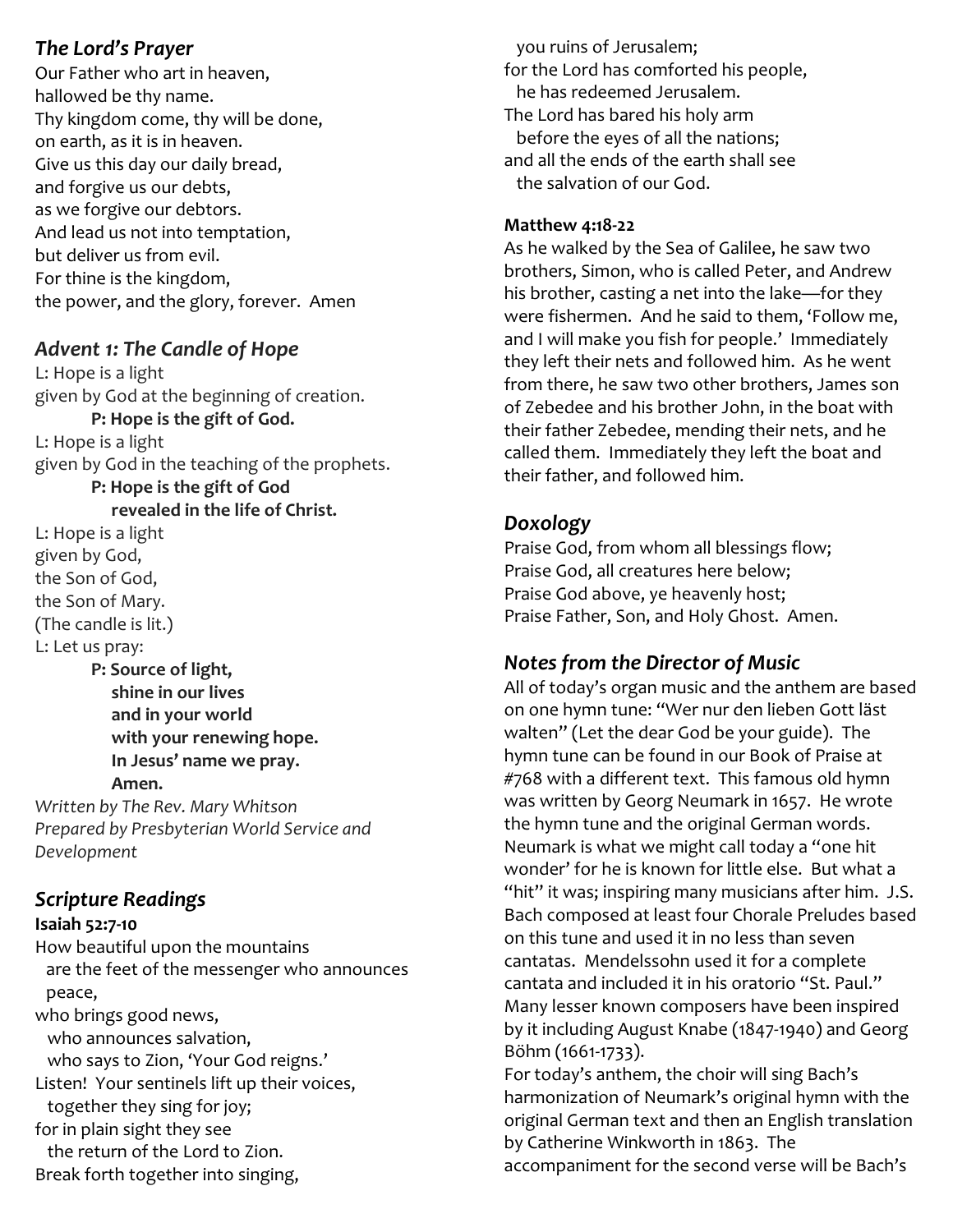## *The Lord's Prayer*

Our Father who art in heaven,
hallowed be thy name.
Thy kingdom come, thy will be done,
on earth, as it is in heaven.
Give us this day our daily bread,
and forgive us our debts,
as we forgive our debtors.
And lead us not into temptation,
but deliver us from evil.
For thine is the kingdom,
the power, and the glory, forever. Amen

## *Advent 1: The Candle of Hope*

L: Hope is a light
given by God at the beginning of creation.
**P: Hope is the gift of God.**
L: Hope is a light
given by God in the teaching of the prophets.
**P: Hope is the gift of God
revealed in the life of Christ.**
L: Hope is a light
given by God,
the Son of God,
the Son of Mary.
(The candle is lit.)
L: Let us pray:
**P: Source of light,
shine in our lives
and in your world
with your renewing hope.
In Jesus' name we pray.
Amen.**

*Written by The Rev. Mary Whitson*
*Prepared by Presbyterian World Service and Development*

## *Scripture Readings*

**Isaiah 52:7-10**

How beautiful upon the mountains
are the feet of the messenger who announces peace,
who brings good news,
who announces salvation,
who says to Zion, 'Your God reigns.'
Listen! Your sentinels lift up their voices,
together they sing for joy;
for in plain sight they see
the return of the Lord to Zion.
Break forth together into singing,
you ruins of Jerusalem;
for the Lord has comforted his people,
he has redeemed Jerusalem.
The Lord has bared his holy arm
before the eyes of all the nations;
and all the ends of the earth shall see
the salvation of our God.

**Matthew 4:18-22**

As he walked by the Sea of Galilee, he saw two brothers, Simon, who is called Peter, and Andrew his brother, casting a net into the lake—for they were fishermen. And he said to them, 'Follow me, and I will make you fish for people.' Immediately they left their nets and followed him. As he went from there, he saw two other brothers, James son of Zebedee and his brother John, in the boat with their father Zebedee, mending their nets, and he called them. Immediately they left the boat and their father, and followed him.

## *Doxology*

Praise God, from whom all blessings flow;
Praise God, all creatures here below;
Praise God above, ye heavenly host;
Praise Father, Son, and Holy Ghost. Amen.

## *Notes from the Director of Music*

All of today's organ music and the anthem are based on one hymn tune: "Wer nur den lieben Gott läst walten" (Let the dear God be your guide). The hymn tune can be found in our Book of Praise at #768 with a different text. This famous old hymn was written by Georg Neumark in 1657. He wrote the hymn tune and the original German words. Neumark is what we might call today a "one hit wonder' for he is known for little else. But what a "hit" it was; inspiring many musicians after him. J.S. Bach composed at least four Chorale Preludes based on this tune and used it in no less than seven cantatas. Mendelssohn used it for a complete cantata and included it in his oratorio "St. Paul." Many lesser known composers have been inspired by it including August Knabe (1847-1940) and Georg Böhm (1661-1733).

For today's anthem, the choir will sing Bach's harmonization of Neumark's original hymn with the original German text and then an English translation by Catherine Winkworth in 1863. The accompaniment for the second verse will be Bach's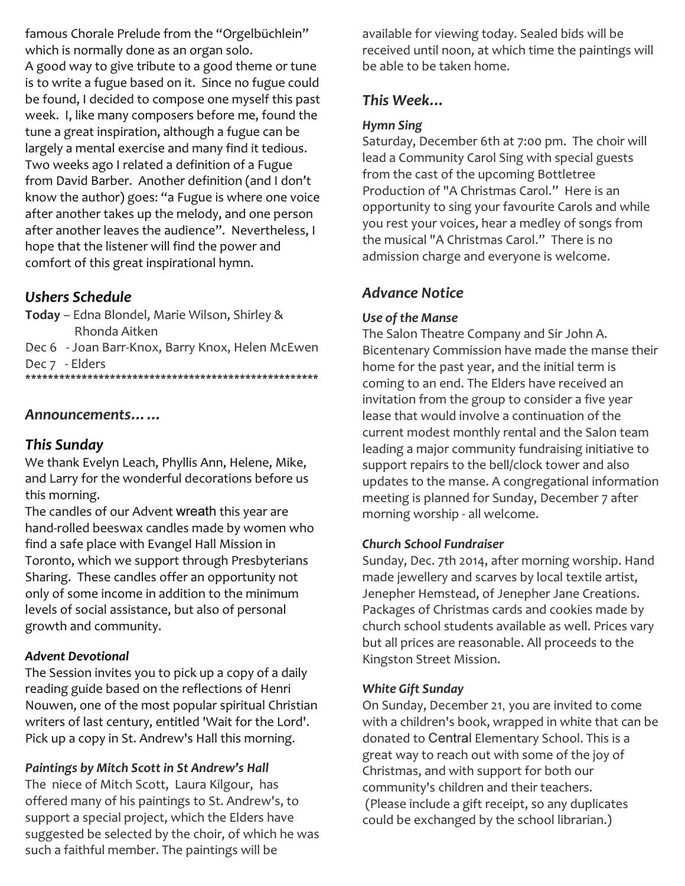famous Chorale Prelude from the "Orgelbüchlein" which is normally done as an organ solo.
A good way to give tribute to a good theme or tune is to write a fugue based on it. Since no fugue could be found, I decided to compose one myself this past week. I, like many composers before me, found the tune a great inspiration, although a fugue can be largely a mental exercise and many find it tedious. Two weeks ago I related a definition of a Fugue from David Barber. Another definition (and I don't know the author) goes: "a Fugue is where one voice after another takes up the melody, and one person after another leaves the audience". Nevertheless, I hope that the listener will find the power and comfort of this great inspirational hymn.

## *Ushers Schedule*

**Today** – Edna Blondel, Marie Wilson, Shirley & Rhonda Aitken
Dec 6 - Joan Barr-Knox, Barry Knox, Helen McEwen
Dec 7 - Elders

*****************************************************

## *Announcements……*

## *This Sunday*

We thank Evelyn Leach, Phyllis Ann, Helene, Mike, and Larry for the wonderful decorations before us this morning.
The candles of our Advent wreath this year are hand-rolled beeswax candles made by women who find a safe place with Evangel Hall Mission in Toronto, which we support through Presbyterians Sharing. These candles offer an opportunity not only of some income in addition to the minimum levels of social assistance, but also of personal growth and community.

### *Advent Devotional*

The Session invites you to pick up a copy of a daily reading guide based on the reflections of Henri Nouwen, one of the most popular spiritual Christian writers of last century, entitled 'Wait for the Lord'. Pick up a copy in St. Andrew's Hall this morning.

### *Paintings by Mitch Scott in St Andrew's Hall*

The niece of Mitch Scott, Laura Kilgour, has offered many of his paintings to St. Andrew's, to support a special project, which the Elders have suggested be selected by the choir, of which he was such a faithful member. The paintings will be available for viewing today. Sealed bids will be received until noon, at which time the paintings will be able to be taken home.

## *This Week…*

### *Hymn Sing*

Saturday, December 6th at 7:00 pm. The choir will lead a Community Carol Sing with special guests from the cast of the upcoming Bottletree Production of "A Christmas Carol." Here is an opportunity to sing your favourite Carols and while you rest your voices, hear a medley of songs from the musical "A Christmas Carol." There is no admission charge and everyone is welcome.

## *Advance Notice*

### *Use of the Manse*

The Salon Theatre Company and Sir John A. Bicentenary Commission have made the manse their home for the past year, and the initial term is coming to an end. The Elders have received an invitation from the group to consider a five year lease that would involve a continuation of the current modest monthly rental and the Salon team leading a major community fundraising initiative to support repairs to the bell/clock tower and also updates to the manse. A congregational information meeting is planned for Sunday, December 7 after morning worship - all welcome.

### *Church School Fundraiser*

Sunday, Dec. 7th 2014, after morning worship. Hand made jewellery and scarves by local textile artist, Jenepher Hemstead, of Jenepher Jane Creations. Packages of Christmas cards and cookies made by church school students available as well. Prices vary but all prices are reasonable. All proceeds to the Kingston Street Mission.

### *White Gift Sunday*

On Sunday, December 21, you are invited to come with a children's book, wrapped in white that can be donated to Central Elementary School. This is a great way to reach out with some of the joy of Christmas, and with support for both our community's children and their teachers.
(Please include a gift receipt, so any duplicates could be exchanged by the school librarian.)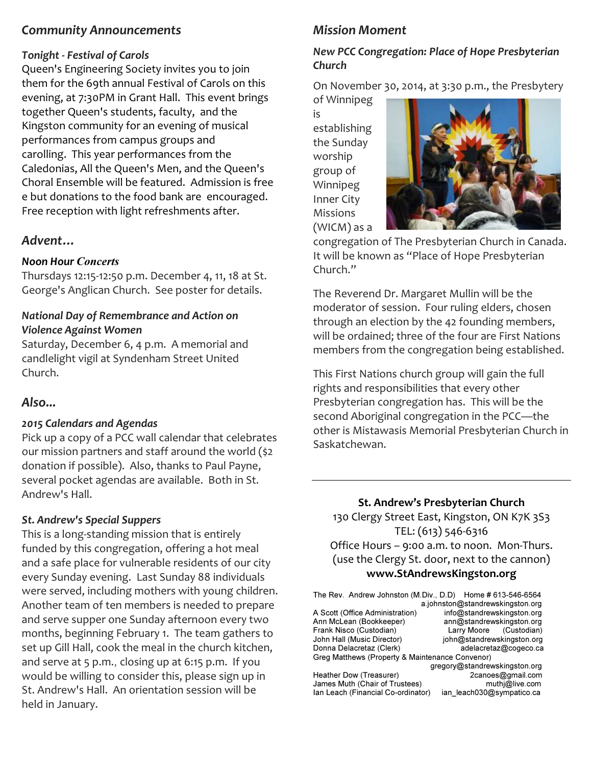## *Community Announcements*

### *Tonight - Festival of Carols*

Queen's Engineering Society invites you to join them for the 69th annual Festival of Carols on this evening, at 7:30PM in Grant Hall. This event brings together Queen's students, faculty, and the Kingston community for an evening of musical performances from campus groups and carolling. This year performances from the Caledonias, All the Queen's Men, and the Queen's Choral Ensemble will be featured. Admission is free e but donations to the food bank are encouraged. Free reception with light refreshments after.

## *Advent…*

### *Noon Hour Concerts*

Thursdays 12:15-12:50 p.m. December 4, 11, 18 at St. George's Anglican Church. See poster for details.

### *National Day of Remembrance and Action on Violence Against Women*

Saturday, December 6, 4 p.m. A memorial and candlelight vigil at Syndenham Street United Church.

## *Also...*

### *2015 Calendars and Agendas*

Pick up a copy of a PCC wall calendar that celebrates our mission partners and staff around the world ($2 donation if possible). Also, thanks to Paul Payne, several pocket agendas are available. Both in St. Andrew's Hall.

### *St. Andrew's Special Suppers*

This is a long-standing mission that is entirely funded by this congregation, offering a hot meal and a safe place for vulnerable residents of our city every Sunday evening. Last Sunday 88 individuals were served, including mothers with young children. Another team of ten members is needed to prepare and serve supper one Sunday afternoon every two months, beginning February 1. The team gathers to set up Gill Hall, cook the meal in the church kitchen, and serve at 5 p.m., closing up at 6:15 p.m. If you would be willing to consider this, please sign up in St. Andrew's Hall. An orientation session will be held in January.

## *Mission Moment*

### *New PCC Congregation: Place of Hope Presbyterian Church*

On November 30, 2014, at 3:30 p.m., the Presbytery of Winnipeg is establishing the Sunday worship group of Winnipeg Inner City Missions (WICM) as a congregation of The Presbyterian Church in Canada. It will be known as "Place of Hope Presbyterian Church."

The Reverend Dr. Margaret Mullin will be the moderator of session. Four ruling elders, chosen through an election by the 42 founding members, will be ordained; three of the four are First Nations members from the congregation being established.

This First Nations church group will gain the full rights and responsibilities that every other Presbyterian congregation has. This will be the second Aboriginal congregation in the PCC—the other is Mistawasis Memorial Presbyterian Church in Saskatchewan.

---

**St. Andrew's Presbyterian Church**
130 Clergy Street East, Kingston, ON K7K 3S3
TEL: (613) 546-6316
Office Hours – 9:00 a.m. to noon. Mon-Thurs.
(use the Clergy St. door, next to the cannon)
**www.StAndrewsKingston.org**

The Rev. Andrew Johnston (M.Div., D.D) Home # 613-546-6564
a.johnston@standrewskingston.org
A Scott (Office Administration) info@standrewskingston.org
Ann McLean (Bookkeeper) ann@standrewskingston.org
Frank Nisco (Custodian) Larry Moore (Custodian)
John Hall (Music Director) john@standrewskingston.org
Donna Delacretaz (Clerk) adelacretaz@cogeco.ca
Greg Matthews (Property & Maintenance Convenor)
gregory@standrewskingston.org
Heather Dow (Treasurer) 2canoes@gmail.com
James Muth (Chair of Trustees) muthj@live.com
Ian Leach (Financial Co-ordinator) ian_leach030@sympatico.ca